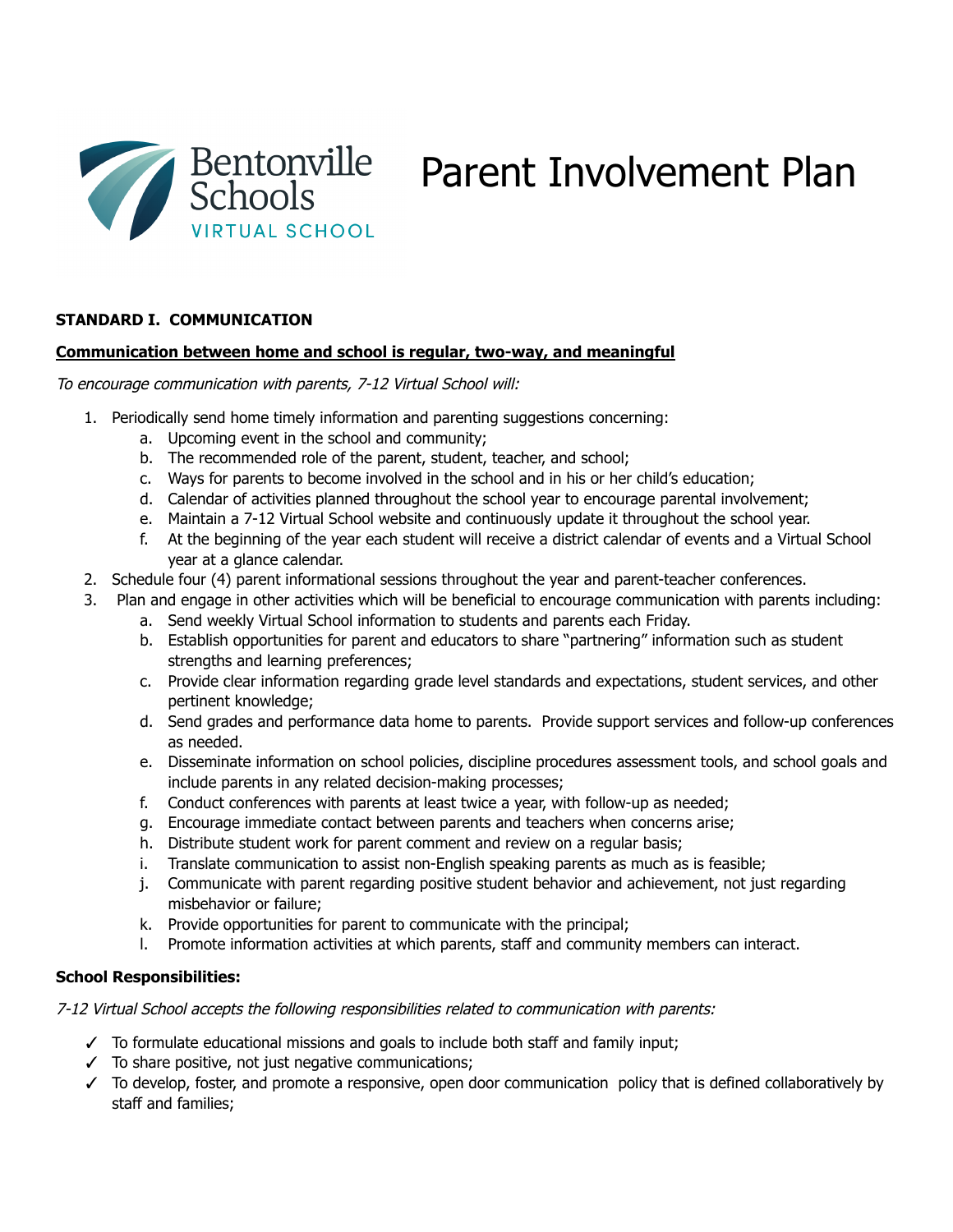Bentonville Schools
VIRTUAL SCHOOL

# Parent Involvement Plan

## STANDARD I. COMMUNICATION

**Communication between home and school is regular, two-way, and meaningful**

*To encourage communication with parents, 7-12 Virtual School will:*

1. Periodically send home timely information and parenting suggestions concerning:
   a. Upcoming event in the school and community;
   b. The recommended role of the parent, student, teacher, and school;
   c. Ways for parents to become involved in the school and in his or her child's education;
   d. Calendar of activities planned throughout the school year to encourage parental involvement;
   e. Maintain a 7-12 Virtual School website and continuously update it throughout the school year.
   f. At the beginning of the year each student will receive a district calendar of events and a Virtual School year at a glance calendar.
2. Schedule four (4) parent informational sessions throughout the year and parent-teacher conferences.
3. Plan and engage in other activities which will be beneficial to encourage communication with parents including:
   a. Send weekly Virtual School information to students and parents each Friday.
   b. Establish opportunities for parent and educators to share "partnering" information such as student strengths and learning preferences;
   c. Provide clear information regarding grade level standards and expectations, student services, and other pertinent knowledge;
   d. Send grades and performance data home to parents. Provide support services and follow-up conferences as needed.
   e. Disseminate information on school policies, discipline procedures assessment tools, and school goals and include parents in any related decision-making processes;
   f. Conduct conferences with parents at least twice a year, with follow-up as needed;
   g. Encourage immediate contact between parents and teachers when concerns arise;
   h. Distribute student work for parent comment and review on a regular basis;
   i. Translate communication to assist non-English speaking parents as much as is feasible;
   j. Communicate with parent regarding positive student behavior and achievement, not just regarding misbehavior or failure;
   k. Provide opportunities for parent to communicate with the principal;
   l. Promote information activities at which parents, staff and community members can interact.

**School Responsibilities:**

*7-12 Virtual School accepts the following responsibilities related to communication with parents:*

- ✓ To formulate educational missions and goals to include both staff and family input;
- ✓ To share positive, not just negative communications;
- ✓ To develop, foster, and promote a responsive, open door communication policy that is defined collaboratively by staff and families;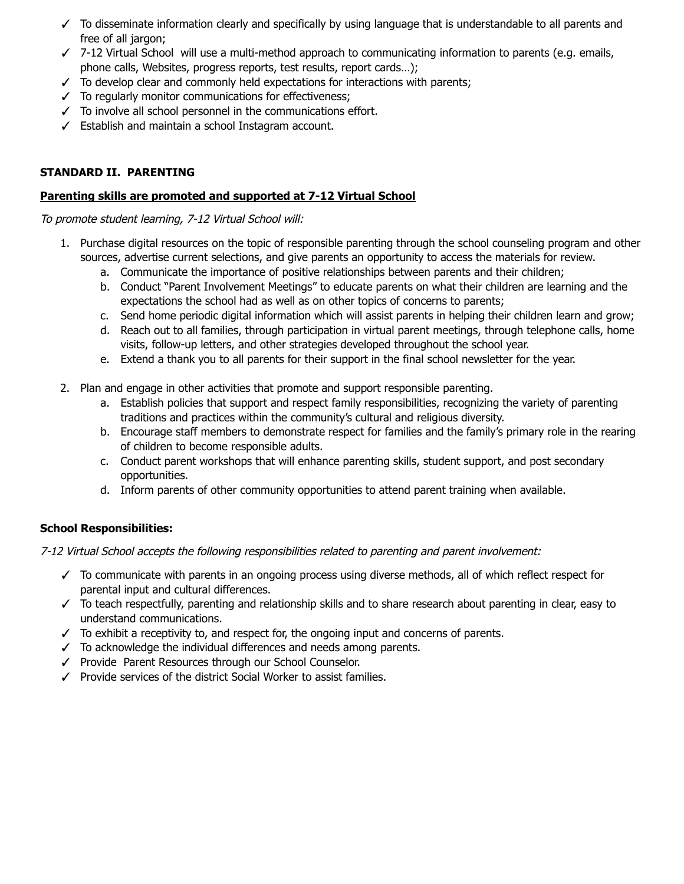- ✓ To disseminate information clearly and specifically by using language that is understandable to all parents and free of all jargon;
- ✓ 7-12 Virtual School will use a multi-method approach to communicating information to parents (e.g. emails, phone calls, Websites, progress reports, test results, report cards…);
- ✓ To develop clear and commonly held expectations for interactions with parents;
- ✓ To regularly monitor communications for effectiveness;
- ✓ To involve all school personnel in the communications effort.
- ✓ Establish and maintain a school Instagram account.

**STANDARD II. PARENTING**

**<u>Parenting skills are promoted and supported at 7-12 Virtual School</u>**

*To promote student learning, 7-12 Virtual School will:*

1. Purchase digital resources on the topic of responsible parenting through the school counseling program and other sources, advertise current selections, and give parents an opportunity to access the materials for review.
   a. Communicate the importance of positive relationships between parents and their children;
   b. Conduct "Parent Involvement Meetings" to educate parents on what their children are learning and the expectations the school had as well as on other topics of concerns to parents;
   c. Send home periodic digital information which will assist parents in helping their children learn and grow;
   d. Reach out to all families, through participation in virtual parent meetings, through telephone calls, home visits, follow-up letters, and other strategies developed throughout the school year.
   e. Extend a thank you to all parents for their support in the final school newsletter for the year.

2. Plan and engage in other activities that promote and support responsible parenting.
   a. Establish policies that support and respect family responsibilities, recognizing the variety of parenting traditions and practices within the community's cultural and religious diversity.
   b. Encourage staff members to demonstrate respect for families and the family's primary role in the rearing of children to become responsible adults.
   c. Conduct parent workshops that will enhance parenting skills, student support, and post secondary opportunities.
   d. Inform parents of other community opportunities to attend parent training when available.

**School Responsibilities:**

*7-12 Virtual School accepts the following responsibilities related to parenting and parent involvement:*

- ✓ To communicate with parents in an ongoing process using diverse methods, all of which reflect respect for parental input and cultural differences.
- ✓ To teach respectfully, parenting and relationship skills and to share research about parenting in clear, easy to understand communications.
- ✓ To exhibit a receptivity to, and respect for, the ongoing input and concerns of parents.
- ✓ To acknowledge the individual differences and needs among parents.
- ✓ Provide Parent Resources through our School Counselor.
- ✓ Provide services of the district Social Worker to assist families.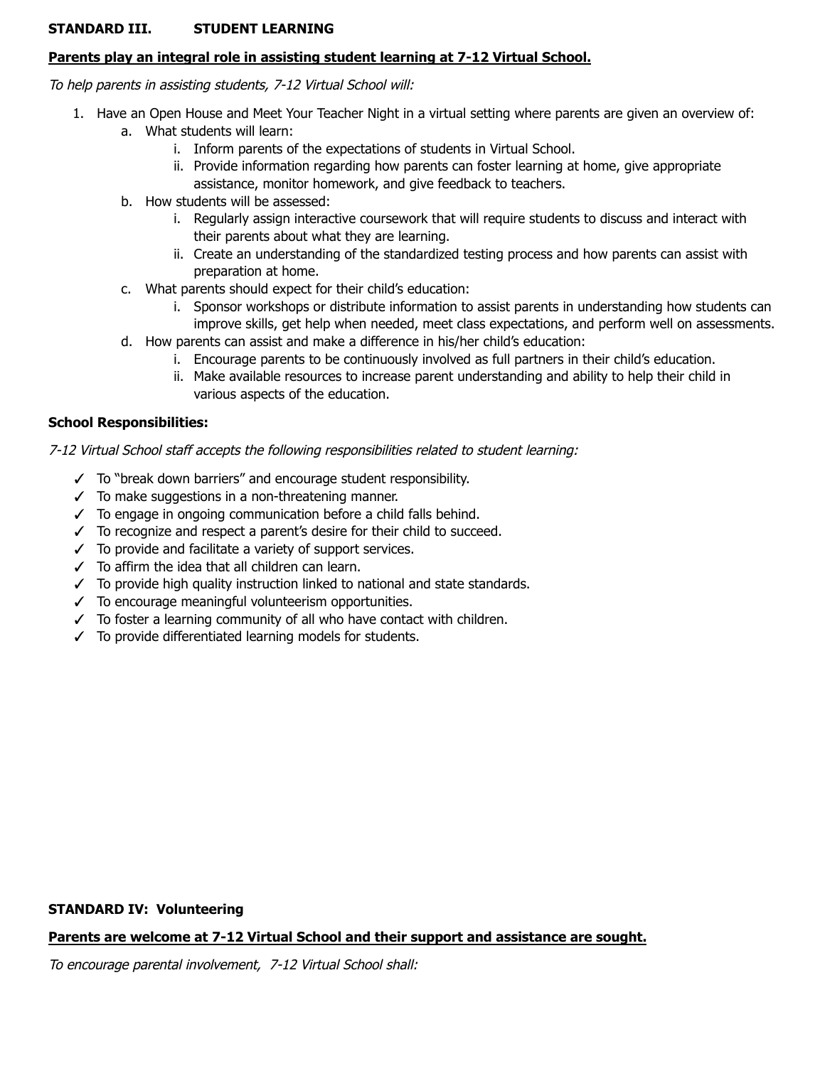## STANDARD III. STUDENT LEARNING

**<u>Parents play an integral role in assisting student learning at 7-12 Virtual School.</u>**

*To help parents in assisting students, 7-12 Virtual School will:*

1. Have an Open House and Meet Your Teacher Night in a virtual setting where parents are given an overview of:
   a. What students will learn:
      i. Inform parents of the expectations of students in Virtual School.
      ii. Provide information regarding how parents can foster learning at home, give appropriate assistance, monitor homework, and give feedback to teachers.
   b. How students will be assessed:
      i. Regularly assign interactive coursework that will require students to discuss and interact with their parents about what they are learning.
      ii. Create an understanding of the standardized testing process and how parents can assist with preparation at home.
   c. What parents should expect for their child's education:
      i. Sponsor workshops or distribute information to assist parents in understanding how students can improve skills, get help when needed, meet class expectations, and perform well on assessments.
   d. How parents can assist and make a difference in his/her child's education:
      i. Encourage parents to be continuously involved as full partners in their child's education.
      ii. Make available resources to increase parent understanding and ability to help their child in various aspects of the education.

**School Responsibilities:**

*7-12 Virtual School staff accepts the following responsibilities related to student learning:*

- ✓ To "break down barriers" and encourage student responsibility.
- ✓ To make suggestions in a non-threatening manner.
- ✓ To engage in ongoing communication before a child falls behind.
- ✓ To recognize and respect a parent's desire for their child to succeed.
- ✓ To provide and facilitate a variety of support services.
- ✓ To affirm the idea that all children can learn.
- ✓ To provide high quality instruction linked to national and state standards.
- ✓ To encourage meaningful volunteerism opportunities.
- ✓ To foster a learning community of all who have contact with children.
- ✓ To provide differentiated learning models for students.

## STANDARD IV: Volunteering

**<u>Parents are welcome at 7-12 Virtual School and their support and assistance are sought.</u>**

*To encourage parental involvement, 7-12 Virtual School shall:*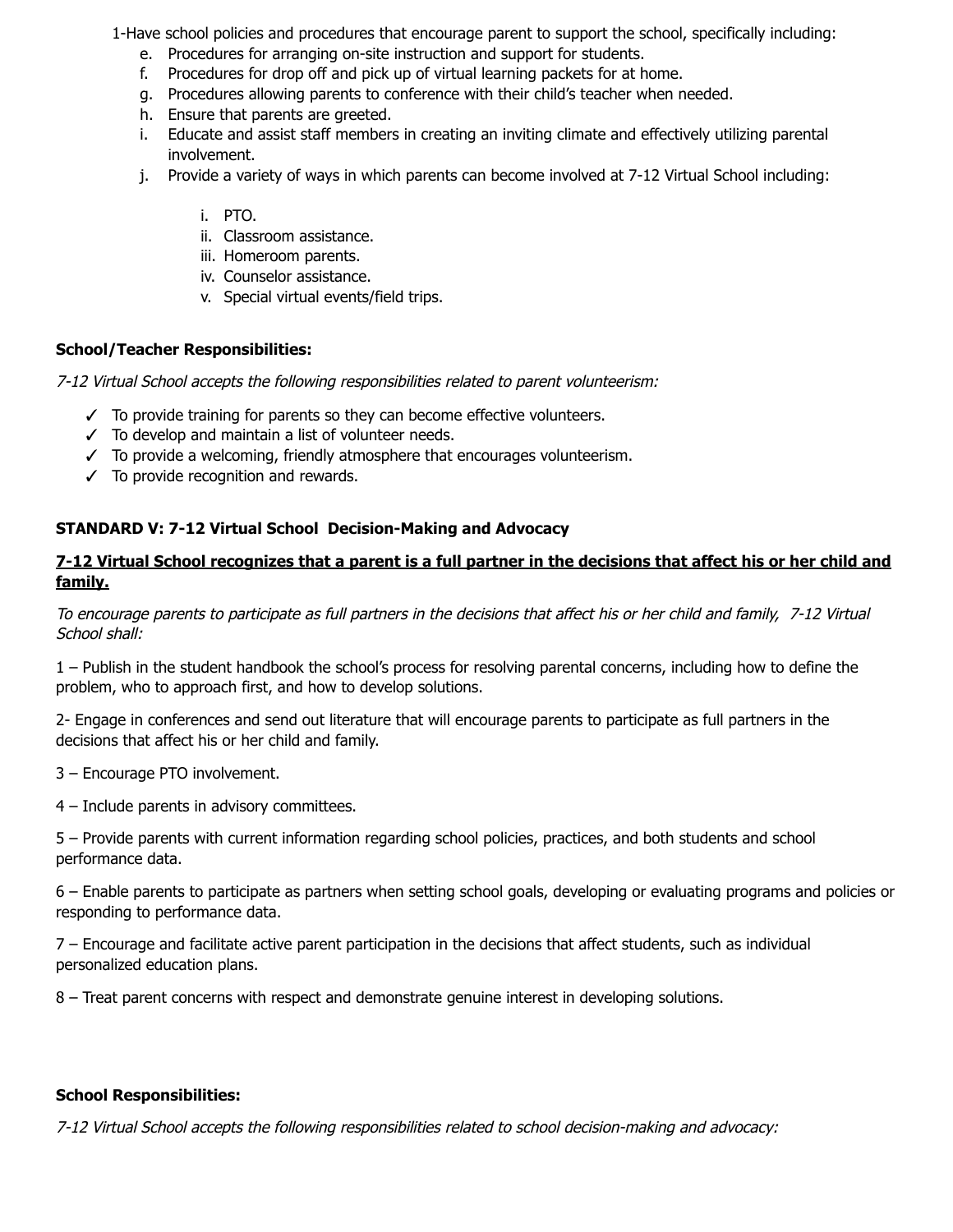1-Have school policies and procedures that encourage parent to support the school, specifically including:

e. Procedures for arranging on-site instruction and support for students.
f. Procedures for drop off and pick up of virtual learning packets for at home.
g. Procedures allowing parents to conference with their child's teacher when needed.
h. Ensure that parents are greeted.
i. Educate and assist staff members in creating an inviting climate and effectively utilizing parental involvement.
j. Provide a variety of ways in which parents can become involved at 7-12 Virtual School including:

    i. PTO.
    ii. Classroom assistance.
    iii. Homeroom parents.
    iv. Counselor assistance.
    v. Special virtual events/field trips.

**School/Teacher Responsibilities:**

*7-12 Virtual School accepts the following responsibilities related to parent volunteerism:*

- ✓ To provide training for parents so they can become effective volunteers.
- ✓ To develop and maintain a list of volunteer needs.
- ✓ To provide a welcoming, friendly atmosphere that encourages volunteerism.
- ✓ To provide recognition and rewards.

**STANDARD V: 7-12 Virtual School Decision-Making and Advocacy**

**<u>7-12 Virtual School recognizes that a parent is a full partner in the decisions that affect his or her child and family.</u>**

*To encourage parents to participate as full partners in the decisions that affect his or her child and family, 7-12 Virtual School shall:*

1 – Publish in the student handbook the school's process for resolving parental concerns, including how to define the problem, who to approach first, and how to develop solutions.

2- Engage in conferences and send out literature that will encourage parents to participate as full partners in the decisions that affect his or her child and family.

3 – Encourage PTO involvement.

4 – Include parents in advisory committees.

5 – Provide parents with current information regarding school policies, practices, and both students and school performance data.

6 – Enable parents to participate as partners when setting school goals, developing or evaluating programs and policies or responding to performance data.

7 – Encourage and facilitate active parent participation in the decisions that affect students, such as individual personalized education plans.

8 – Treat parent concerns with respect and demonstrate genuine interest in developing solutions.

**School Responsibilities:**

*7-12 Virtual School accepts the following responsibilities related to school decision-making and advocacy:*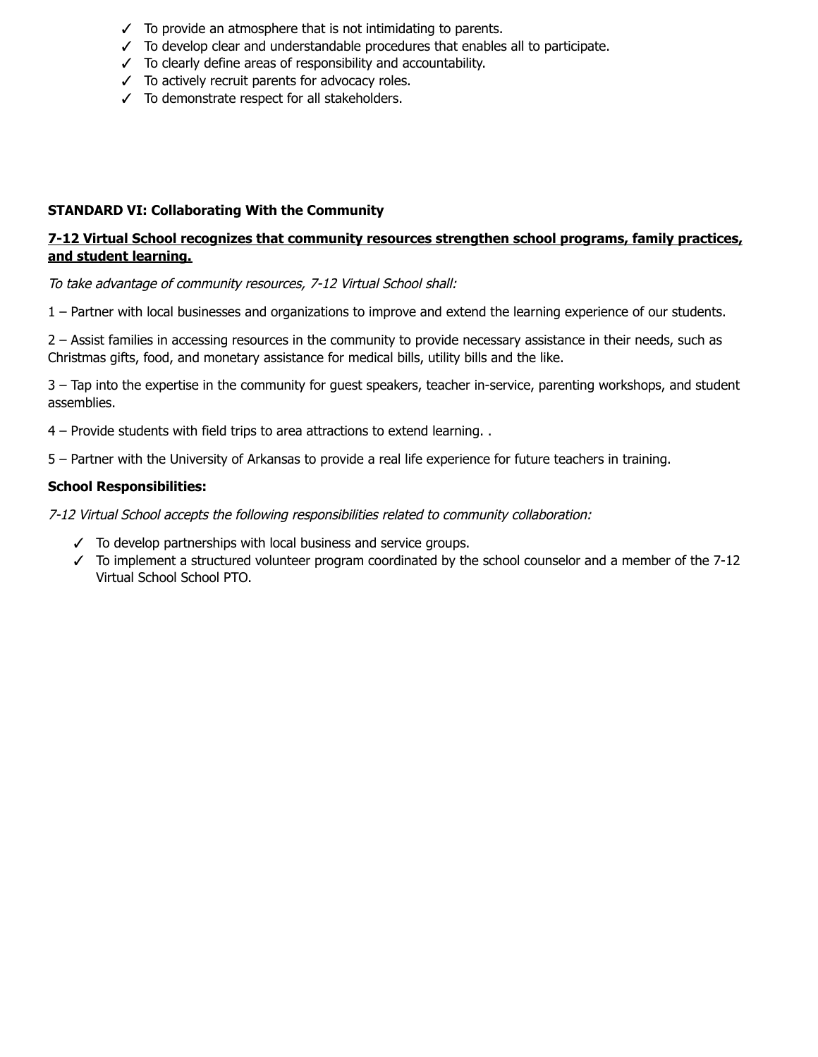- ✓ To provide an atmosphere that is not intimidating to parents.
- ✓ To develop clear and understandable procedures that enables all to participate.
- ✓ To clearly define areas of responsibility and accountability.
- ✓ To actively recruit parents for advocacy roles.
- ✓ To demonstrate respect for all stakeholders.

**STANDARD VI: Collaborating With the Community**

**7-12 Virtual School recognizes that community resources strengthen school programs, family practices, and student learning.**

*To take advantage of community resources, 7-12 Virtual School shall:*

1 – Partner with local businesses and organizations to improve and extend the learning experience of our students.

2 – Assist families in accessing resources in the community to provide necessary assistance in their needs, such as Christmas gifts, food, and monetary assistance for medical bills, utility bills and the like.

3 – Tap into the expertise in the community for guest speakers, teacher in-service, parenting workshops, and student assemblies.

4 – Provide students with field trips to area attractions to extend learning. .

5 – Partner with the University of Arkansas to provide a real life experience for future teachers in training.

**School Responsibilities:**

*7-12 Virtual School accepts the following responsibilities related to community collaboration:*

- ✓ To develop partnerships with local business and service groups.
- ✓ To implement a structured volunteer program coordinated by the school counselor and a member of the 7-12 Virtual School School PTO.